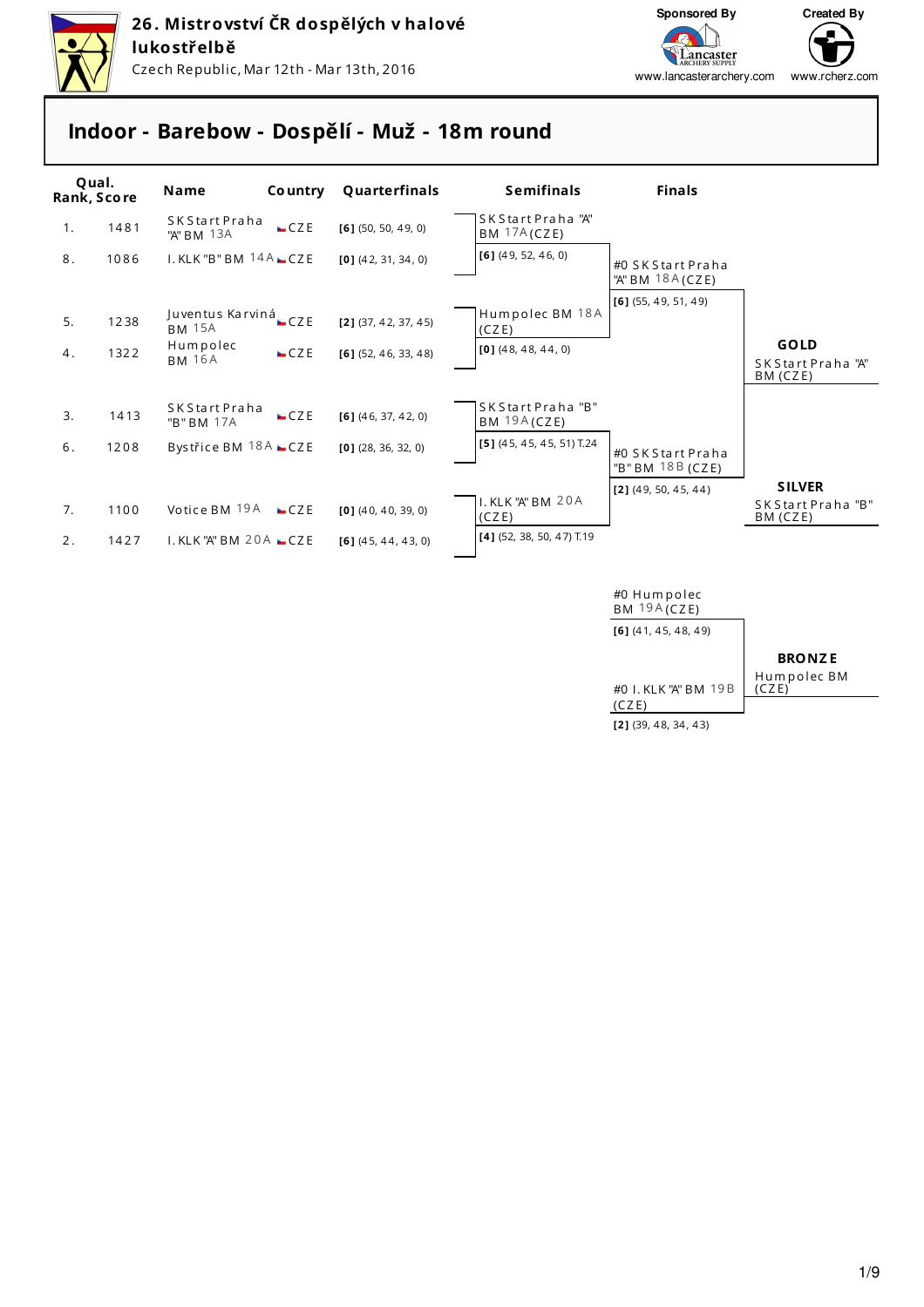# 26. Mistrovství ČR dospělých v halové lukostřelbě

Czech Republic, Mar 12th - Mar 13th, 2016

Sponsored By: Lancaster Archery Supply — www.lancasterarchery.com

Created By: www.rcherz.com

## Indoor - Barebow - Dospělí - Muž - 18m round

| Qual. Rank | Score | Name | Country | Quarterfinals |
|---|---|---|---|---|
| 1. | 1481 | SK Start Praha "A" BM 13A | CZE | [6] (50, 50, 49, 0) |
| 8. | 1086 | I. KLK "B" BM 14A | CZE | [0] (42, 31, 34, 0) |
| 5. | 1238 | Juventus Karviná BM 15A | CZE | [2] (37, 42, 37, 45) |
| 4. | 1322 | Humpolec BM 16A | CZE | [6] (52, 46, 33, 48) |
| 3. | 1413 | SK Start Praha "B" BM 17A | CZE | [6] (46, 37, 42, 0) |
| 6. | 1208 | Bystřice BM 18A | CZE | [0] (28, 36, 32, 0) |
| 7. | 1100 | Votice BM 19A | CZE | [0] (40, 40, 39, 0) |
| 2. | 1427 | I. KLK "A" BM 20A | CZE | [6] (45, 44, 43, 0) |

### Semifinals

| Name | Result |
|---|---|
| SK Start Praha "A" BM 17A (CZE) | [6] (49, 52, 46, 0) |
| Humpolec BM 18A (CZE) | [0] (48, 48, 44, 0) |
| SK Start Praha "B" BM 19A (CZE) | [5] (45, 45, 45, 51) T.24 |
| I. KLK "A" BM 20A (CZE) | [4] (52, 38, 50, 47) T.19 |

### Finals

| Name | Result |
|---|---|
| #0 SK Start Praha "A" BM 18A (CZE) | [6] (55, 49, 51, 49) |
| #0 SK Start Praha "B" BM 18B (CZE) | [2] (49, 50, 45, 44) |

### Bronze match

| Name | Result |
|---|---|
| #0 Humpolec BM 19A (CZE) | [6] (41, 45, 48, 49) |
| #0 I. KLK "A" BM 19B (CZE) | [2] (39, 48, 34, 43) |

**GOLD**: SK Start Praha "A" BM (CZE)

**SILVER**: SK Start Praha "B" BM (CZE)

**BRONZE**: Humpolec BM (CZE)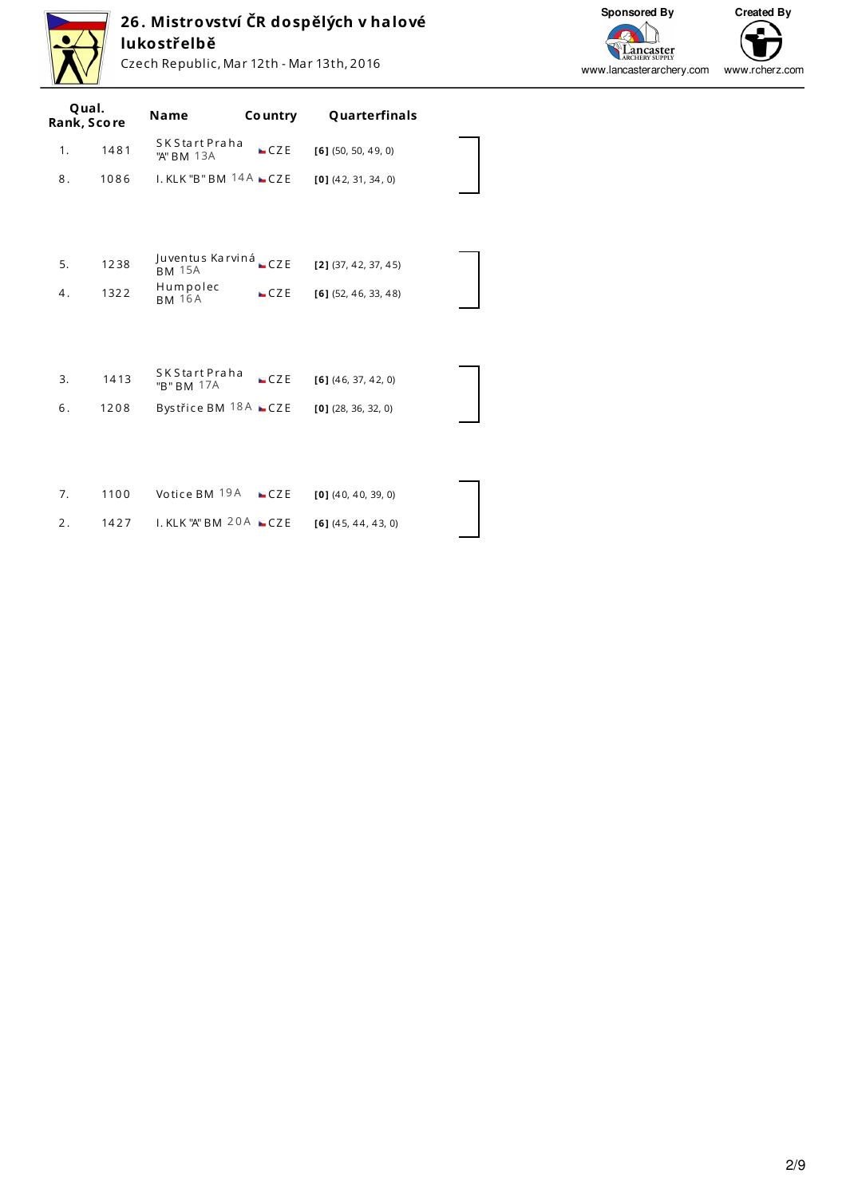# 26. Mistrovství ČR dospělých v halové lukostřelbě

Czech Republic, Mar 12th - Mar 13th, 2016

Sponsored By www.lancasterarchery.com

Created By www.rcherz.com

| Qual. Rank | Score | Name | Country | Quarterfinals |
|---|---|---|---|---|
| 1. | 1481 | SK Start Praha "A" BM 13A | CZE | **[6]** (50, 50, 49, 0) |
| 8. | 1086 | I. KLK "B" BM 14A | CZE | **[0]** (42, 31, 34, 0) |
| 5. | 1238 | Juventus Karviná BM 15A | CZE | **[2]** (37, 42, 37, 45) |
| 4. | 1322 | Humpolec BM 16A | CZE | **[6]** (52, 46, 33, 48) |
| 3. | 1413 | SK Start Praha "B" BM 17A | CZE | **[6]** (46, 37, 42, 0) |
| 6. | 1208 | Bystřice BM 18A | CZE | **[0]** (28, 36, 32, 0) |
| 7. | 1100 | Votice BM 19A | CZE | **[0]** (40, 40, 39, 0) |
| 2. | 1427 | I. KLK "A" BM 20A | CZE | **[6]** (45, 44, 43, 0) |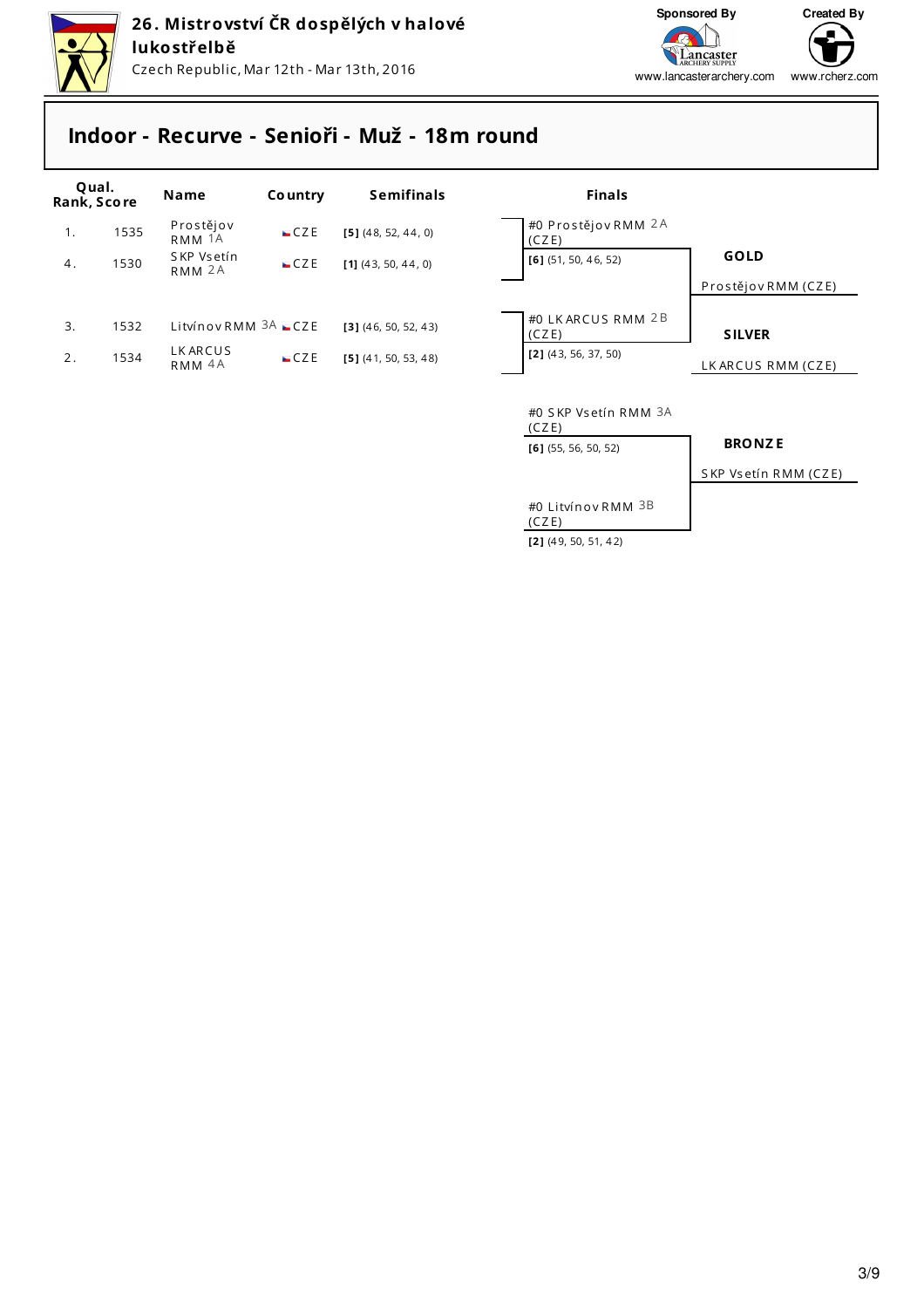**26. Mistrovství ČR dospělých v halové lukostřelbě**

Czech Republic, Mar 12th - Mar 13th, 2016

Sponsored By www.lancasterarchery.com — Created By www.rcherz.com

## Indoor - Recurve - Senioři - Muž - 18m round

| Qual. Rank | Score | Name | Country | Semifinals |
|---|---|---|---|---|
| 1. | 1535 | Prostějov RMM 1A | CZE | [5] (48, 52, 44, 0) |
| 4. | 1530 | SKP Vsetín RMM 2A | CZE | [1] (43, 50, 44, 0) |
| 3. | 1532 | Litvínov RMM 3A | CZE | [3] (46, 50, 52, 43) |
| 2. | 1534 | LK ARCUS RMM 4A | CZE | [5] (41, 50, 53, 48) |

### Finals

**Gold match**

- #0 Prostějov RMM 2A (CZE) — [6] (51, 50, 46, 52)
- #0 LK ARCUS RMM 2B (CZE) — [2] (43, 56, 37, 50)

**Bronze match**

- #0 SKP Vsetín RMM 3A (CZE) — [6] (55, 56, 50, 52)
- #0 Litvínov RMM 3B (CZE) — [2] (49, 50, 51, 42)

**GOLD**: Prostějov RMM (CZE)

**SILVER**: LK ARCUS RMM (CZE)

**BRONZE**: SKP Vsetín RMM (CZE)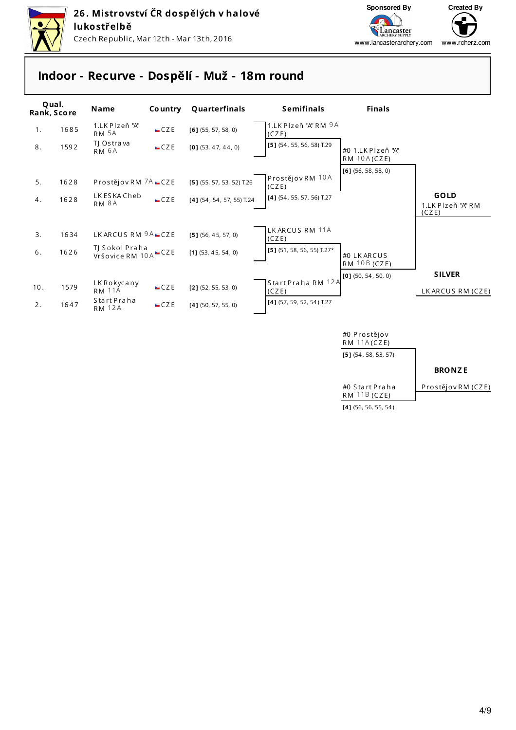# 26. Mistrovství ČR dospělých v halové lukostřelbě

Czech Republic, Mar 12th - Mar 13th, 2016

Sponsored By www.lancasterarchery.com — Created By www.rcherz.com

## Indoor - Recurve - Dospělí - Muž - 18m round

### Quarterfinals

| Qual. Rank | Score | Name | Country | Quarterfinals |
|---|---|---|---|---|
| 1. | 1685 | 1.LK Plzeň "A" RM 5A | CZE | [6] (55, 57, 58, 0) |
| 8. | 1592 | TJ Ostrava RM 6A | CZE | [0] (53, 47, 44, 0) |
| 5. | 1628 | Prostějov RM 7A | CZE | [5] (55, 57, 53, 52) T.26 |
| 4. | 1628 | LK ESKA Cheb RM 8A | CZE | [4] (54, 54, 57, 55) T.24 |
| 3. | 1634 | LK ARCUS RM 9A | CZE | [5] (56, 45, 57, 0) |
| 6. | 1626 | TJ Sokol Praha Vršovice RM 10A | CZE | [1] (53, 45, 54, 0) |
| 10. | 1579 | LK Rokycany RM 11A | CZE | [2] (52, 55, 53, 0) |
| 2. | 1647 | Start Praha RM 12A | CZE | [4] (50, 57, 55, 0) |

### Semifinals

| Name | Score |
|---|---|
| 1.LK Plzeň "A" RM 9A (CZE) | [5] (54, 55, 56, 58) T.29 |
| Prostějov RM 10A (CZE) | [4] (54, 55, 57, 56) T.27 |
| LK ARCUS RM 11A (CZE) | [5] (51, 58, 56, 55) T.27* |
| Start Praha RM 12A (CZE) | [4] (57, 59, 52, 54) T.27 |

### Finals

| Name | Score |
|---|---|
| #0 1.LK Plzeň "A" RM 10A (CZE) | [6] (56, 58, 58, 0) |
| #0 LK ARCUS RM 10B (CZE) | [0] (50, 54, 50, 0) |

### Bronze match

| Name | Score |
|---|---|
| #0 Prostějov RM 11A (CZE) | [5] (54, 58, 53, 57) |
| #0 Start Praha RM 11B (CZE) | [4] (56, 56, 55, 54) |

### Results

- **GOLD**: 1.LK Plzeň "A" RM (CZE)
- **SILVER**: LK ARCUS RM (CZE)
- **BRONZE**: Prostějov RM (CZE)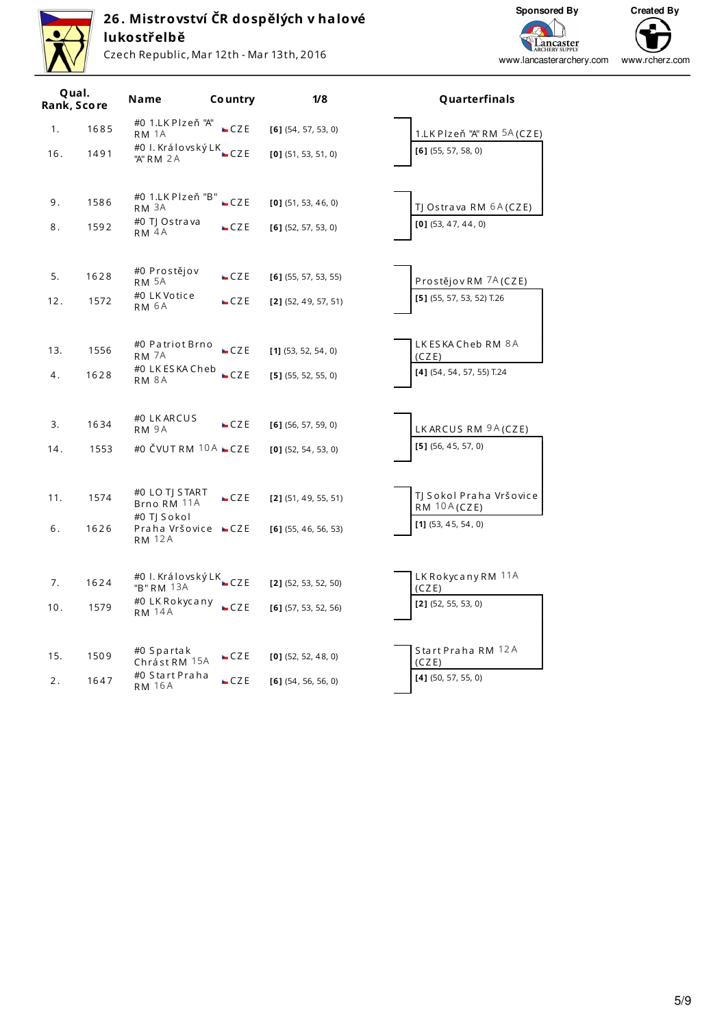# 26. Mistrovství ČR dospělých v halové lukostřelbě

Czech Republic, Mar 12th - Mar 13th, 2016

Sponsored By: www.lancasterarchery.com — Created By: www.rcherz.com

| Qual. Rank | Score | Name | Country | 1/8 |
|---|---|---|---|---|
| 1. | 1685 | #0 1.LK Plzeň "A" RM 1A | CZE | [6] (54, 57, 53, 0) |
| 16. | 1491 | #0 I. Královský LK "A" RM 2A | CZE | [0] (51, 53, 51, 0) |
| 9. | 1586 | #0 1.LK Plzeň "B" RM 3A | CZE | [0] (51, 53, 46, 0) |
| 8. | 1592 | #0 TJ Ostrava RM 4A | CZE | [6] (52, 57, 53, 0) |
| 5. | 1628 | #0 Prostějov RM 5A | CZE | [6] (55, 57, 53, 55) |
| 12. | 1572 | #0 LK Votice RM 6A | CZE | [2] (52, 49, 57, 51) |
| 13. | 1556 | #0 Patriot Brno RM 7A | CZE | [1] (53, 52, 54, 0) |
| 4. | 1628 | #0 LK ESKA Cheb RM 8A | CZE | [5] (55, 52, 55, 0) |
| 3. | 1634 | #0 LK ARCUS RM 9A | CZE | [6] (56, 57, 59, 0) |
| 14. | 1553 | #0 ČVUT RM 10A | CZE | [0] (52, 54, 53, 0) |
| 11. | 1574 | #0 LO TJ START Brno RM 11A | CZE | [2] (51, 49, 55, 51) |
| 6. | 1626 | #0 TJ Sokol Praha Vršovice RM 12A | CZE | [6] (55, 46, 56, 53) |
| 7. | 1624 | #0 I. Královský LK "B" RM 13A | CZE | [2] (52, 53, 52, 50) |
| 10. | 1579 | #0 LK Rokycany RM 14A | CZE | [6] (57, 53, 52, 56) |
| 15. | 1509 | #0 Spartak Chrást RM 15A | CZE | [0] (52, 52, 48, 0) |
| 2. | 1647 | #0 Start Praha RM 16A | CZE | [6] (54, 56, 56, 0) |

## Quarterfinals

| Name | Result |
|---|---|
| 1.LK Plzeň "A" RM 5A (CZE) | [6] (55, 57, 58, 0) |
| TJ Ostrava RM 6A (CZE) | [0] (53, 47, 44, 0) |
| Prostějov RM 7A (CZE) | [5] (55, 57, 53, 52) T.26 |
| LK ESKA Cheb RM 8A (CZE) | [4] (54, 54, 57, 55) T.24 |
| LK ARCUS RM 9A (CZE) | [5] (56, 45, 57, 0) |
| TJ Sokol Praha Vršovice RM 10A (CZE) | [1] (53, 45, 54, 0) |
| LK Rokycany RM 11A (CZE) | [2] (52, 55, 53, 0) |
| Start Praha RM 12A (CZE) | [4] (50, 57, 55, 0) |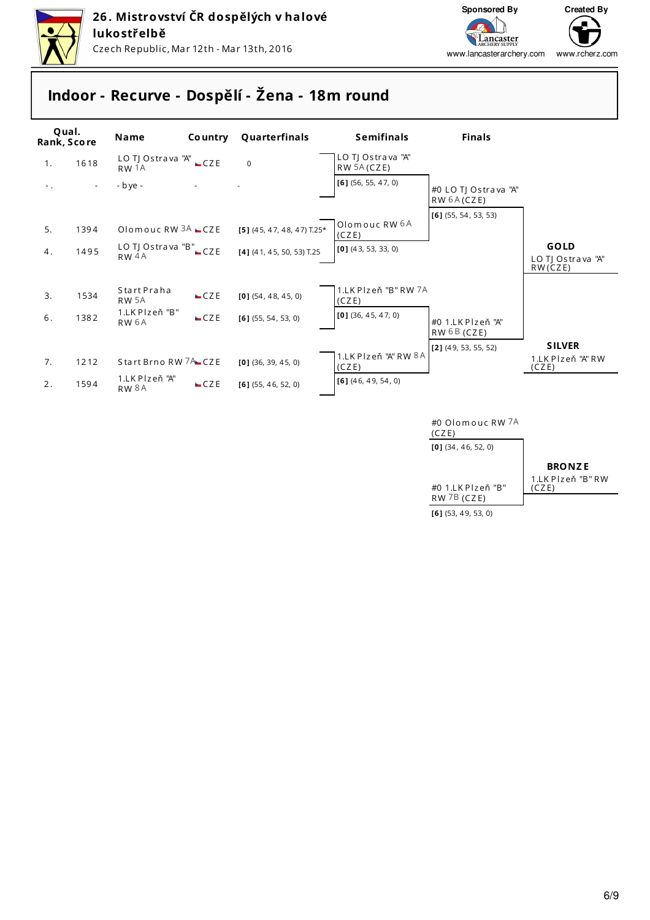**26. Mistrovství ČR dospělých v halové lukostřelbě**

Czech Republic, Mar 12th - Mar 13th, 2016

Sponsored By www.lancasterarchery.com — Created By www.rcherz.com

# Indoor - Recurve - Dospělí - Žena - 18m round

| Qual. Rank | Score | Name | Country | Quarterfinals |
|---|---|---|---|---|
| 1. | 1618 | LO TJ Ostrava "A" RW 1A | CZE | 0 |
| -. | - | - bye - | - | - |
| 5. | 1394 | Olomouc RW 3A | CZE | [5] (45, 47, 48, 47) T.25* |
| 4. | 1495 | LO TJ Ostrava "B" RW 4A | CZE | [4] (41, 45, 50, 53) T.25 |
| 3. | 1534 | Start Praha RW 5A | CZE | [0] (54, 48, 45, 0) |
| 6. | 1382 | 1.LK Plzeň "B" RW 6A | CZE | [6] (55, 54, 53, 0) |
| 7. | 1212 | Start Brno RW 7A | CZE | [0] (36, 39, 45, 0) |
| 2. | 1594 | 1.LK Plzeň "A" RW 8A | CZE | [6] (55, 46, 52, 0) |

**Semifinals**

| Name | Score |
|---|---|
| LO TJ Ostrava "A" RW 5A (CZE) | [6] (56, 55, 47, 0) |
| Olomouc RW 6A (CZE) | [0] (43, 53, 33, 0) |
| 1.LK Plzeň "B" RW 7A (CZE) | [0] (36, 45, 47, 0) |
| 1.LK Plzeň "A" RW 8A (CZE) | [6] (46, 49, 54, 0) |

**Finals**

| Name | Score |
|---|---|
| #0 LO TJ Ostrava "A" RW 6A (CZE) | [6] (55, 54, 53, 53) |
| #0 1.LK Plzeň "A" RW 6B (CZE) | [2] (49, 53, 55, 52) |

**GOLD**: LO TJ Ostrava "A" RW (CZE)

**SILVER**: 1.LK Plzeň "A" RW (CZE)

**Bronze match**

| Name | Score |
|---|---|
| #0 Olomouc RW 7A (CZE) | [0] (34, 46, 52, 0) |
| #0 1.LK Plzeň "B" RW 7B (CZE) | [6] (53, 49, 53, 0) |

**BRONZE**: 1.LK Plzeň "B" RW (CZE)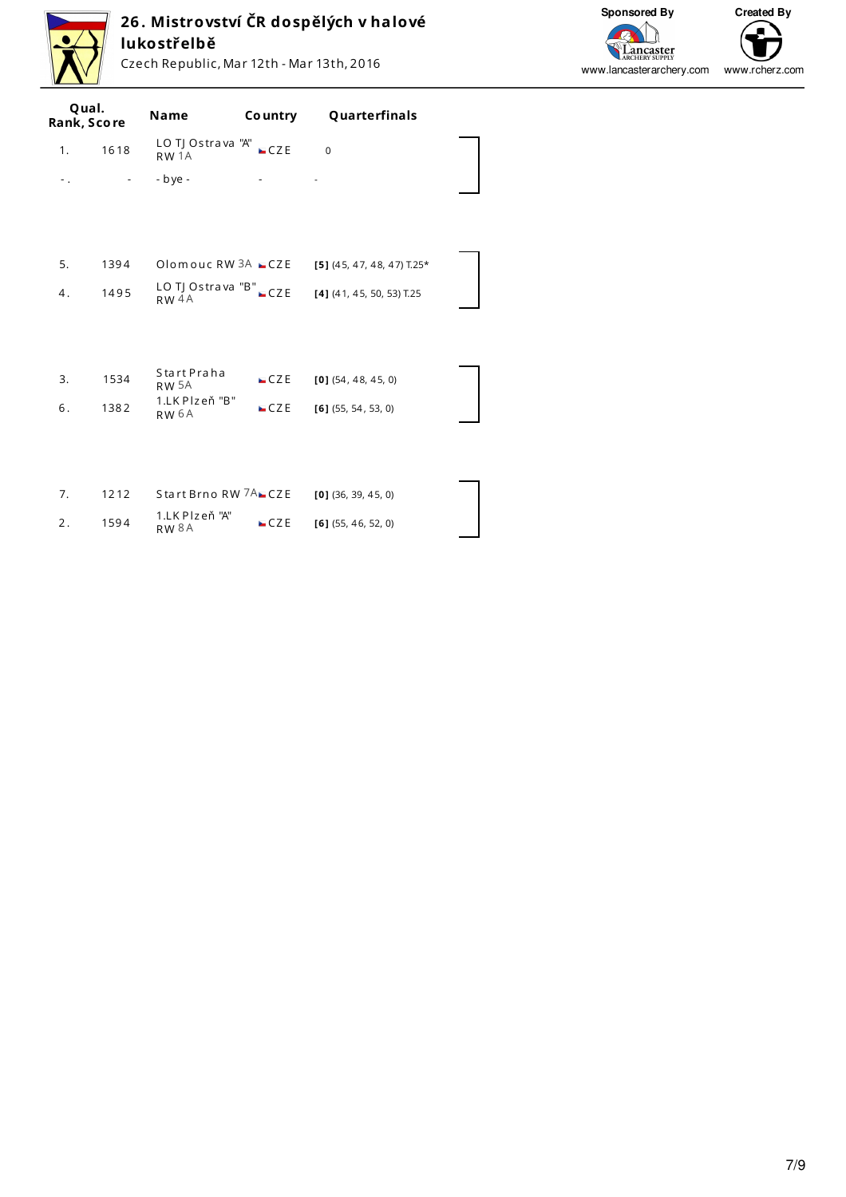# 26. Mistrovství ČR dospělých v halové lukostřelbě

Czech Republic, Mar 12th - Mar 13th, 2016

Sponsored By: www.lancasterarchery.com
Created By: www.rcherz.com

| Qual. Rank | Score | Name | Country | Quarterfinals |
|---|---|---|---|---|
| 1. | 1618 | LO TJ Ostrava "A" RW 1A | CZE | 0 |
| -. | - | - bye - | - | - |
| 5. | 1394 | Olomouc RW 3A | CZE | **[5]** (45, 47, 48, 47) T.25* |
| 4. | 1495 | LO TJ Ostrava "B" RW 4A | CZE | **[4]** (41, 45, 50, 53) T.25 |
| 3. | 1534 | Start Praha RW 5A | CZE | **[0]** (54, 48, 45, 0) |
| 6. | 1382 | 1.LK Plzeň "B" RW 6A | CZE | **[6]** (55, 54, 53, 0) |
| 7. | 1212 | Start Brno RW 7A | CZE | **[0]** (36, 39, 45, 0) |
| 2. | 1594 | 1.LK Plzeň "A" RW 8A | CZE | **[6]** (55, 46, 52, 0) |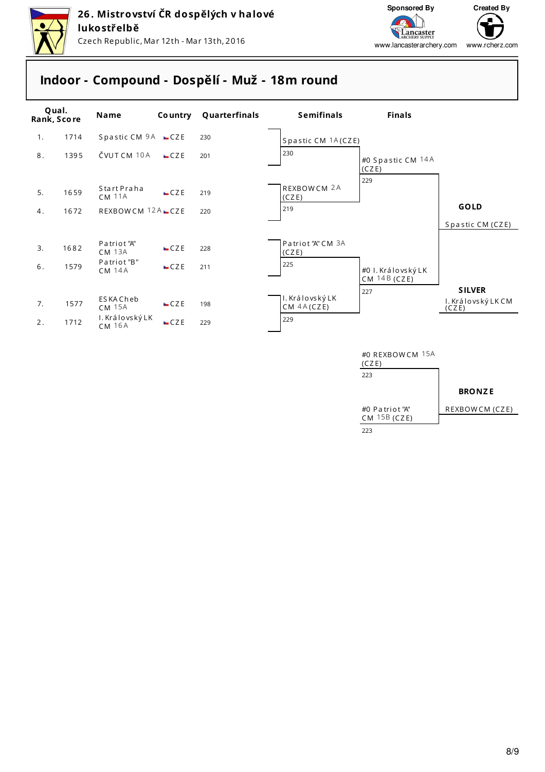# 26. Mistrovství ČR dospělých v halové lukostřelbě

Czech Republic, Mar 12th - Mar 13th, 2016

Sponsored By: www.lancasterarchery.com

Created By: www.rcherz.com

## Indoor - Compound - Dospělí - Muž - 18m round

| Qual. Rank | Score | Name | Country | Quarterfinals |
|---|---|---|---|---|
| 1. | 1714 | Spastic CM 9A | CZE | 230 |
| 8. | 1395 | ČVUT CM 10A | CZE | 201 |
| 5. | 1659 | Start Praha CM 11A | CZE | 219 |
| 4. | 1672 | REXBOW CM 12A | CZE | 220 |
| 3. | 1682 | Patriot "A" CM 13A | CZE | 228 |
| 6. | 1579 | Patriot "B" CM 14A | CZE | 211 |
| 7. | 1577 | ESKA Cheb CM 15A | CZE | 198 |
| 2. | 1712 | I. Královský LK CM 16A | CZE | 229 |

### Semifinals

| Name | Score |
|---|---|
| Spastic CM 1A (CZE) | 230 |
| REXBOW CM 2A (CZE) | 219 |
| Patriot "A" CM 3A (CZE) | 225 |
| I. Královský LK CM 4A (CZE) | 229 |

### Finals

| Name | Score |
|---|---|
| #0 Spastic CM 14A (CZE) | 229 |
| #0 I. Královský LK CM 14B (CZE) | 227 |

**GOLD:** Spastic CM (CZE)

**SILVER:** I. Královský LK CM (CZE)

### Bronze Match

| Name | Score |
|---|---|
| #0 REXBOW CM 15A (CZE) | 223 |
| #0 Patriot "A" CM 15B (CZE) | 223 |

**BRONZE:** REXBOW CM (CZE)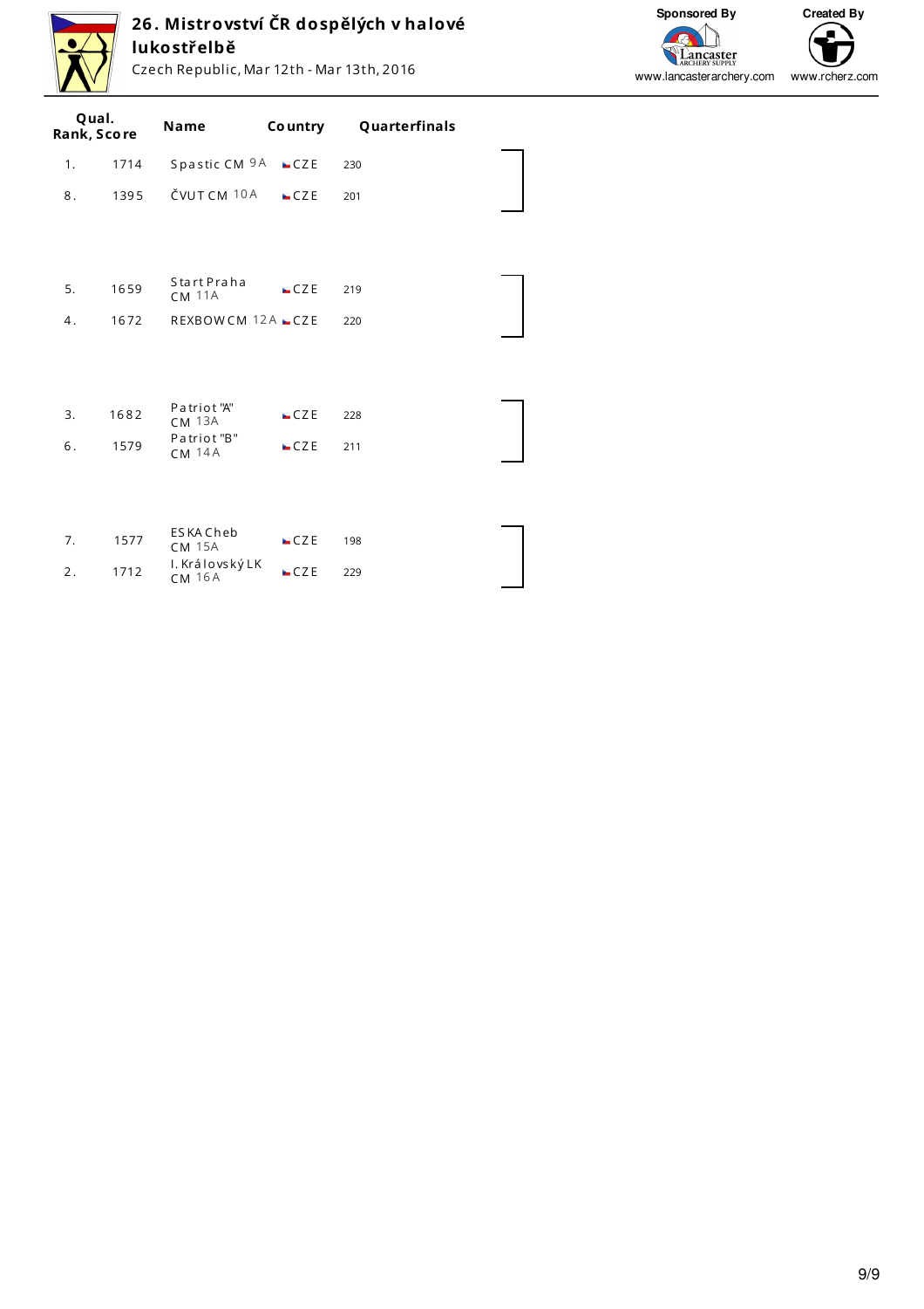# 26. Mistrovství ČR dospělých v halové lukostřelbě

Czech Republic, Mar 12th - Mar 13th, 2016

Sponsored By www.lancasterarchery.com

Created By www.rcherz.com

| Qual. Rank | Score | Name | Country | Quarterfinals |
|---|---|---|---|---|
| 1. | 1714 | Spastic CM 9A | CZE | 230 |
| 8. | 1395 | ČVUT CM 10A | CZE | 201 |
| 5. | 1659 | Start Praha CM 11A | CZE | 219 |
| 4. | 1672 | REXBOW CM 12A | CZE | 220 |
| 3. | 1682 | Patriot "A" CM 13A | CZE | 228 |
| 6. | 1579 | Patriot "B" CM 14A | CZE | 211 |
| 7. | 1577 | ESKA Cheb CM 15A | CZE | 198 |
| 2. | 1712 | I. Královský LK CM 16A | CZE | 229 |